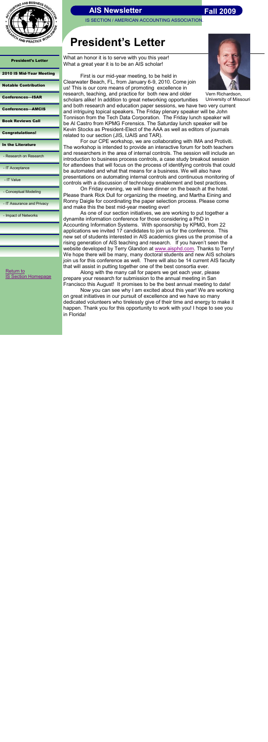# AIS Newsletter

**Fall 2009**

IS SECTION / AMERICAN ACCOUNTING ASSOCIATION

- **President's Letter**
- **2010 IS Mid-Year Meeting**
- **Notable Contribution**
- **Conferences—ISAR**
- **Conferences—AMCIS**
- **Book Reviews Call**
- **Congratulations!**
- **In the Literature**
  - Research on Research
  - IT Acceptance
  - IT Value
  - Conceptual Modeling
  - IT Assurance and Privacy
  - Impact of Networks

Return to IS Section Homepage

# President's Letter

What an honor it is to serve with you this year! What a great year it is to be an AIS scholar!

Vern Richardson, University of Missouri

First is our mid-year meeting, to be held in Clearwater Beach, FL, from January 6-9, 2010. Come join us! This is our core means of promoting excellence in research, teaching, and practice for both new and older scholars alike! In addition to great networking opportunities and both research and education paper sessions, we have two very current and intriguing topical speakers. The Friday plenary speaker will be John Tonnison from the Tech Data Corporation. The Friday lunch speaker will be Al Castro from KPMG Forensics. The Saturday lunch speaker will be Kevin Stocks as President-Elect of the AAA as well as editors of journals related to our section (JIS, IJAIS and TAR).

For our CPE workshop, we are collaborating with IMA and Protiviti. The workshop is intended to provide an interactive forum for both teachers and researchers in the area of internal controls. The session will include an introduction to business process controls, a case study breakout session for attendees that will focus on the process of identifying controls that could be automated and what that means for a business. We will also have presentations on automating internal controls and continuous monitoring of controls with a discussion of technology enablement and best practices.

On Friday evening, we will have dinner on the beach at the hotel. Please thank Rick Dull for organizing the meeting, and Martha Eining and Ronny Daigle for coordinating the paper selection process. Please come and make this the best mid-year meeting ever!

As one of our section initiatives, we are working to put together a dynamite information conference for those considering a PhD in Accounting Information Systems. With sponsorship by KPMG, from 22 applications we invited 17 candidates to join us for the conference. This new set of students interested in AIS academics gives us the promise of a rising generation of AIS teaching and research. If you haven't seen the website developed by Terry Glandon at www.aisphd.com. Thanks to Terry! We hope there will be many, many doctoral students and new AIS scholars join us for this conference as well. There will also be 14 current AIS faculty that will assist in putting together one of the best consortia ever.

Along with the many call for papers we get each year, please prepare your research for submission to the annual meeting in San Francisco this August! It promises to be the best annual meeting to date!

Now you can see why I am excited about this year! We are working on great initiatives in our pursuit of excellence and we have so many dedicated volunteers who tirelessly give of their time and energy to make it happen. Thank you for this opportunity to work with you! I hope to see you in Florida!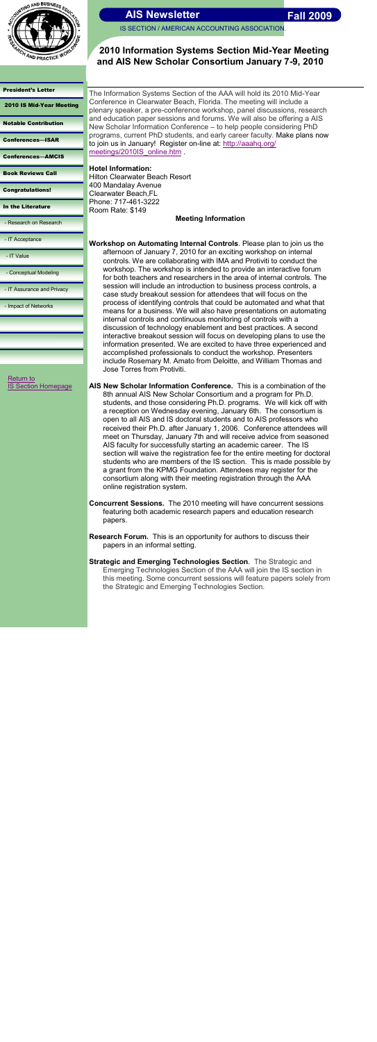# AIS Newsletter

**Fall 2009**

IS SECTION / AMERICAN ACCOUNTING ASSOCIATION

## 2010 Information Systems Section Mid-Year Meeting and AIS New Scholar Consortium January 7-9, 2010

- President's Letter
- 2010 IS Mid-Year Meeting
- Notable Contribution
- Conferences—ISAR
- Conferences—AMCIS
- Book Reviews Call
- Congratulations!
- In the Literature
  - Research on Research
  - IT Acceptance
  - IT Value
  - Conceptual Modeling
  - IT Assurance and Privacy
  - Impact of Networks

Return to IS Section Homepage

The Information Systems Section of the AAA will hold its 2010 Mid-Year Conference in Clearwater Beach, Florida. The meeting will include a plenary speaker, a pre-conference workshop, panel discussions, research and education paper sessions and forums. We will also be offering a AIS New Scholar Information Conference – to help people considering PhD programs, current PhD students, and early career faculty. Make plans now to join us in January! Register on-line at: http://aaahq.org/meetings/2010IS_online.htm .

**Hotel Information:**
Hilton Clearwater Beach Resort
400 Mandalay Avenue
Clearwater Beach,FL
Phone: 717-461-3222
Room Rate: $149

**Meeting Information**

**Workshop on Automating Internal Controls**. Please plan to join us the afternoon of January 7, 2010 for an exciting workshop on internal controls. We are collaborating with IMA and Protiviti to conduct the workshop. The workshop is intended to provide an interactive forum for both teachers and researchers in the area of internal controls. The session will include an introduction to business process controls, a case study breakout session for attendees that will focus on the process of identifying controls that could be automated and what that means for a business. We will also have presentations on automating internal controls and continuous monitoring of controls with a discussion of technology enablement and best practices. A second interactive breakout session will focus on developing plans to use the information presented. We are excited to have three experienced and accomplished professionals to conduct the workshop. Presenters include Rosemary M. Amato from Deloitte, and William Thomas and Jose Torres from Protiviti.

**AIS New Scholar Information Conference.** This is a combination of the 8th annual AIS New Scholar Consortium and a program for Ph.D. students, and those considering Ph.D. programs. We will kick off with a reception on Wednesday evening, January 6th. The consortium is open to all AIS and IS doctoral students and to AIS professors who received their Ph.D. after January 1, 2006. Conference attendees will meet on Thursday, January 7th and will receive advice from seasoned AIS faculty for successfully starting an academic career. The IS section will waive the registration fee for the entire meeting for doctoral students who are members of the IS section. This is made possible by a grant from the KPMG Foundation. Attendees may register for the consortium along with their meeting registration through the AAA online registration system.

**Concurrent Sessions.** The 2010 meeting will have concurrent sessions featuring both academic research papers and education research papers.

**Research Forum.** This is an opportunity for authors to discuss their papers in an informal setting.

**Strategic and Emerging Technologies Section**. The Strategic and Emerging Technologies Section of the AAA will join the IS section in this meeting. Some concurrent sessions will feature papers solely from the Strategic and Emerging Technologies Section.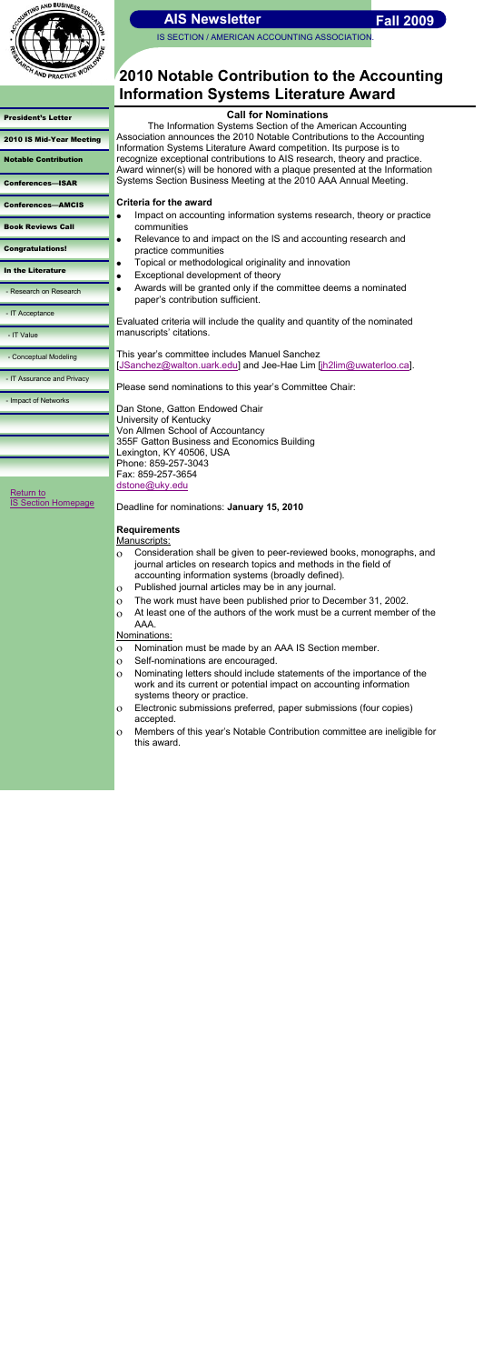# 2010 Notable Contribution to the Accounting Information Systems Literature Award

## Call for Nominations

The Information Systems Section of the American Accounting Association announces the 2010 Notable Contributions to the Accounting Information Systems Literature Award competition. Its purpose is to recognize exceptional contributions to AIS research, theory and practice. Award winner(s) will be honored with a plaque presented at the Information Systems Section Business Meeting at the 2010 AAA Annual Meeting.

### Criteria for the award

- Impact on accounting information systems research, theory or practice communities
- Relevance to and impact on the IS and accounting research and practice communities
- Topical or methodological originality and innovation
- Exceptional development of theory
- Awards will be granted only if the committee deems a nominated paper's contribution sufficient.

Evaluated criteria will include the quality and quantity of the nominated manuscripts' citations.

This year's committee includes Manuel Sanchez [JSanchez@walton.uark.edu] and Jee-Hae Lim [jh2lim@uwaterloo.ca].

Please send nominations to this year's Committee Chair:

Dan Stone, Gatton Endowed Chair
University of Kentucky
Von Allmen School of Accountancy
355F Gatton Business and Economics Building
Lexington, KY 40506, USA
Phone: 859-257-3043
Fax: 859-257-3654
dstone@uky.edu

Deadline for nominations: **January 15, 2010**

### Requirements

Manuscripts:

- Consideration shall be given to peer-reviewed books, monographs, and journal articles on research topics and methods in the field of accounting information systems (broadly defined).
- Published journal articles may be in any journal.
- The work must have been published prior to December 31, 2002.
- At least one of the authors of the work must be a current member of the AAA.

Nominations:

- Nomination must be made by an AAA IS Section member.
- Self-nominations are encouraged.
- Nominating letters should include statements of the importance of the work and its current or potential impact on accounting information systems theory or practice.
- Electronic submissions preferred, paper submissions (four copies) accepted.
- Members of this year's Notable Contribution committee are ineligible for this award.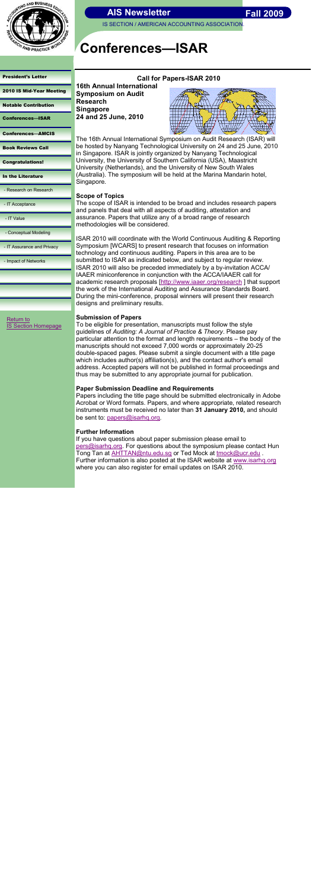# Conferences—ISAR

## Call for Papers-ISAR 2010

**16th Annual International Symposium on Audit Research**
**Singapore**
**24 and 25 June, 2010**

The 16th Annual International Symposium on Audit Research (ISAR) will be hosted by Nanyang Technological University on 24 and 25 June, 2010 in Singapore. ISAR is jointly organized by Nanyang Technological University, the University of Southern California (USA), Maastricht University (Netherlands), and the University of New South Wales (Australia). The symposium will be held at the Marina Mandarin hotel, Singapore.

### Scope of Topics

The scope of ISAR is intended to be broad and includes research papers and panels that deal with all aspects of auditing, attestation and assurance. Papers that utilize any of a broad range of research methodologies will be considered.

ISAR 2010 will coordinate with the World Continuous Auditing & Reporting Symposium [WCARS] to present research that focuses on information technology and continuous auditing. Papers in this area are to be submitted to ISAR as indicated below, and subject to regular review. ISAR 2010 will also be preceded immediately by a by-invitation ACCA/IAAER miniconference in conjunction with the ACCA/IAAER call for academic research proposals [http://www.iaaer.org/research ] that support the work of the International Auditing and Assurance Standards Board. During the mini-conference, proposal winners will present their research designs and preliminary results.

### Submission of Papers

To be eligible for presentation, manuscripts must follow the style guidelines of *Auditing: A Journal of Practice & Theory*. Please pay particular attention to the format and length requirements – the body of the manuscripts should not exceed 7,000 words or approximately 20-25 double-spaced pages. Please submit a single document with a title page which includes author(s) affiliation(s), and the contact author's email address. Accepted papers will not be published in formal proceedings and thus may be submitted to any appropriate journal for publication.

### Paper Submission Deadline and Requirements

Papers including the title page should be submitted electronically in Adobe Acrobat or Word formats. Papers, and where appropriate, related research instruments must be received no later than **31 January 2010,** and should be sent to: papers@isarhq.org.

### Further Information

If you have questions about paper submission please email to pers@isarhq.org. For questions about the symposium please contact Hun Tong Tan at AHTTAN@ntu.edu.sg or Ted Mock at tmock@ucr.edu . Further information is also posted at the ISAR website at www.isarhq.org where you can also register for email updates on ISAR 2010.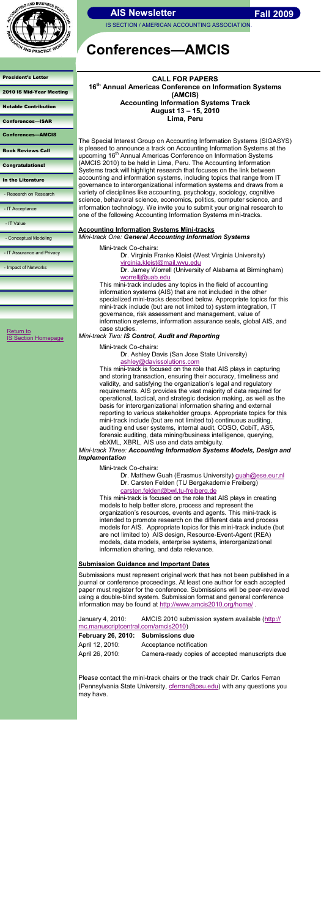# Conferences—AMCIS

**CALL FOR PAPERS**
**16th Annual Americas Conference on Information Systems (AMCIS)**
**Accounting Information Systems Track**
**August 13 – 15, 2010**
**Lima, Peru**

The Special Interest Group on Accounting Information Systems (SIGASYS) is pleased to announce a track on Accounting Information Systems at the upcoming 16th Annual Americas Conference on Information Systems (AMCIS 2010) to be held in Lima, Peru. The Accounting Information Systems track will highlight research that focuses on the link between accounting and information systems, including topics that range from IT governance to interorganizational information systems and draws from a variety of disciplines like accounting, psychology, sociology, cognitive science, behavioral science, economics, politics, computer science, and information technology. We invite you to submit your original research to one of the following Accounting Information Systems mini-tracks.

## Accounting Information Systems Mini-tracks

*Mini-track One:* ***General Accounting Information Systems***

Mini-track Co-chairs:

Dr. Virginia Franke Kleist (West Virginia University) virginia.kleist@mail.wvu.edu

Dr. Jamey Worrell (University of Alabama at Birmingham) worrellj@uab.edu

This mini-track includes any topics in the field of accounting information systems (AIS) that are not included in the other specialized mini-tracks described below. Appropriate topics for this mini-track include (but are not limited to) system integration, IT governance, risk assessment and management, value of information systems, information assurance seals, global AIS, and case studies.

*Mini-track Two:* ***IS Control, Audit and Reporting***

Mini-track Co-chairs:

Dr. Ashley Davis (San Jose State University) ashley@davissolutions.com

This mini-track is focused on the role that AIS plays in capturing and storing transaction, ensuring their accuracy, timeliness and validity, and satisfying the organization's legal and regulatory requirements. AIS provides the vast majority of data required for operational, tactical, and strategic decision making, as well as the basis for interorganizational information sharing and external reporting to various stakeholder groups. Appropriate topics for this mini-track include (but are not limited to) continuous auditing, auditing end user systems, internal audit, COSO, CobiT, AS5, forensic auditing, data mining/business intelligence, querying, ebXML, XBRL, AIS use and data ambiguity.

*Mini-track Three:* ***Accounting Information Systems Models, Design and Implementation***

Mini-track Co-chairs:

Dr. Matthew Guah (Erasmus University) guah@ese.eur.nl

Dr. Carsten Felden (TU Bergakademie Freiberg) carsten.felden@bwl.tu-freiberg.de

This mini-track is focused on the role that AIS plays in creating models to help better store, process and represent the organization's resources, events and agents. This mini-track is intended to promote research on the different data and process models for AIS. Appropriate topics for this mini-track include (but are not limited to) AIS design, Resource-Event-Agent (REA) models, data models, enterprise systems, interorganizational information sharing, and data relevance.

## Submission Guidance and Important Dates

Submissions must represent original work that has not been published in a journal or conference proceedings. At least one author for each accepted paper must register for the conference. Submissions will be peer-reviewed using a double-blind system. Submission format and general conference information may be found at http://www.amcis2010.org/home/ .

| | |
|---|---|
| January 4, 2010: | AMCIS 2010 submission system available (http://mc.manuscriptcentral.com/amcis2010) |
| **February 26, 2010:** | **Submissions due** |
| April 12, 2010: | Acceptance notification |
| April 26, 2010: | Camera-ready copies of accepted manuscripts due |

Please contact the mini-track chairs or the track chair Dr. Carlos Ferran (Pennsylvania State University, cferran@psu.edu) with any questions you may have.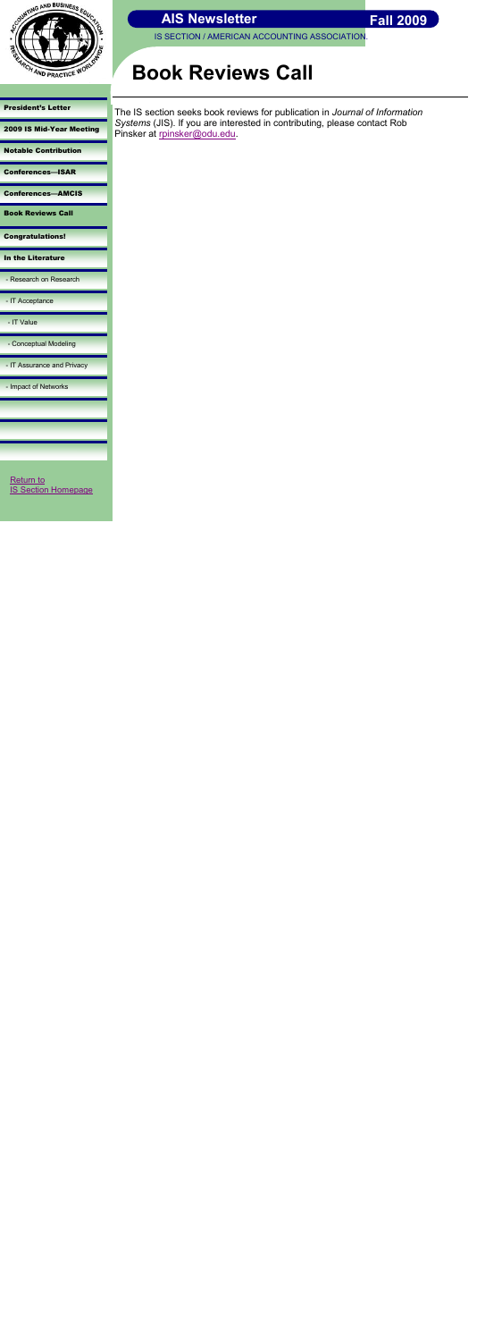# Book Reviews Call

The IS section seeks book reviews for publication in *Journal of Information Systems* (JIS). If you are interested in contributing, please contact Rob Pinsker at rpinsker@odu.edu.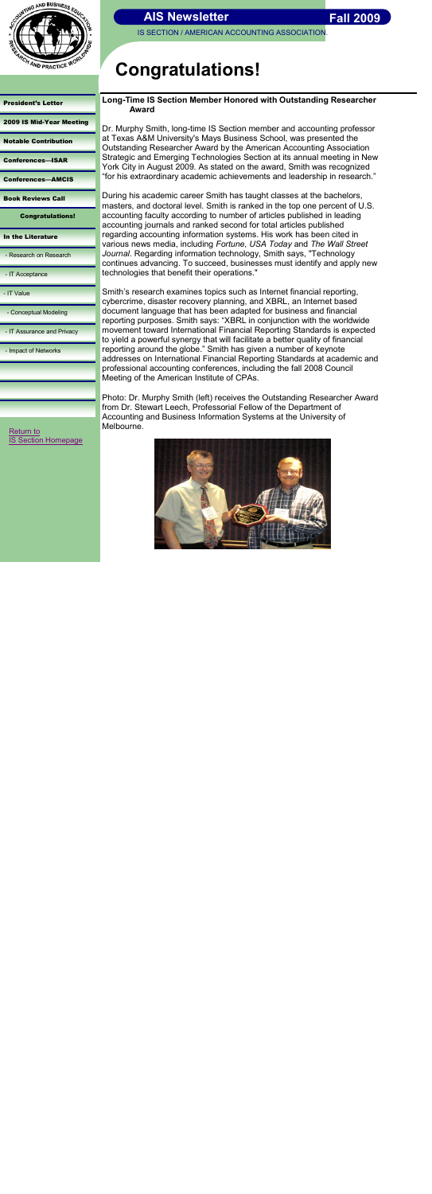# Congratulations!

**Long-Time IS Section Member Honored with Outstanding Researcher Award**

Dr. Murphy Smith, long-time IS Section member and accounting professor at Texas A&M University's Mays Business School, was presented the Outstanding Researcher Award by the American Accounting Association Strategic and Emerging Technologies Section at its annual meeting in New York City in August 2009. As stated on the award, Smith was recognized "for his extraordinary academic achievements and leadership in research."

During his academic career Smith has taught classes at the bachelors, masters, and doctoral level. Smith is ranked in the top one percent of U.S. accounting faculty according to number of articles published in leading accounting journals and ranked second for total articles published regarding accounting information systems. His work has been cited in various news media, including *Fortune*, *USA Today* and *The Wall Street Journal*. Regarding information technology, Smith says, "Technology continues advancing. To succeed, businesses must identify and apply new technologies that benefit their operations."

Smith's research examines topics such as Internet financial reporting, cybercrime, disaster recovery planning, and XBRL, an Internet based document language that has been adapted for business and financial reporting purposes. Smith says: "XBRL in conjunction with the worldwide movement toward International Financial Reporting Standards is expected to yield a powerful synergy that will facilitate a better quality of financial reporting around the globe." Smith has given a number of keynote addresses on International Financial Reporting Standards at academic and professional accounting conferences, including the fall 2008 Council Meeting of the American Institute of CPAs.

Photo: Dr. Murphy Smith (left) receives the Outstanding Researcher Award from Dr. Stewart Leech, Professorial Fellow of the Department of Accounting and Business Information Systems at the University of Melbourne.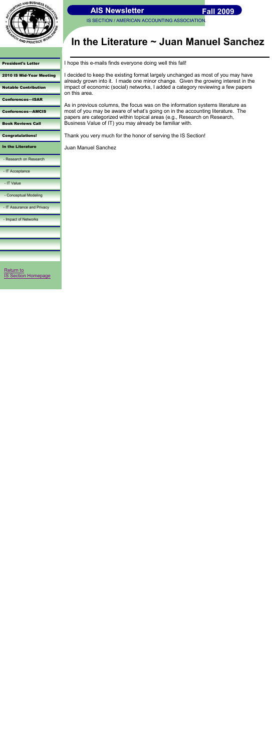# In the Literature ~ Juan Manuel Sanchez

I hope this e-mails finds everyone doing well this fall!

I decided to keep the existing format largely unchanged as most of you may have already grown into it. I made one minor change. Given the growing interest in the impact of economic (social) networks, I added a category reviewing a few papers on this area.

As in previous columns, the focus was on the information systems literature as most of you may be aware of what's going on in the accounting literature. The papers are categorized within topical areas (e.g., Research on Research, Business Value of IT) you may already be familiar with.

Thank you very much for the honor of serving the IS Section!

Juan Manuel Sanchez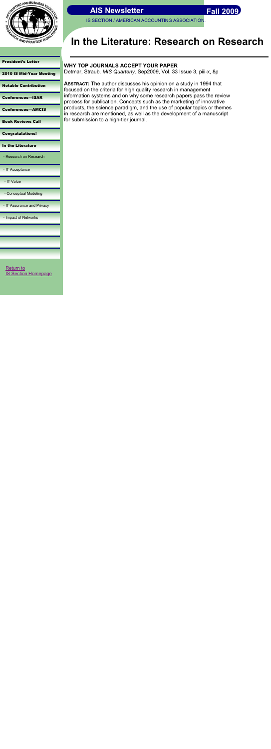# In the Literature: Research on Research

**WHY TOP JOURNALS ACCEPT YOUR PAPER**

Detmar, Straub. *MIS Quarterly*, Sep2009, Vol. 33 Issue 3, piii-x, 8p

**ABSTRACT:** The author discusses his opinion on a study in 1994 that focused on the criteria for high quality research in management information systems and on why some research papers pass the review process for publication. Concepts such as the marketing of innovative products, the science paradigm, and the use of popular topics or themes in research are mentioned, as well as the development of a manuscript for submission to a high-tier journal.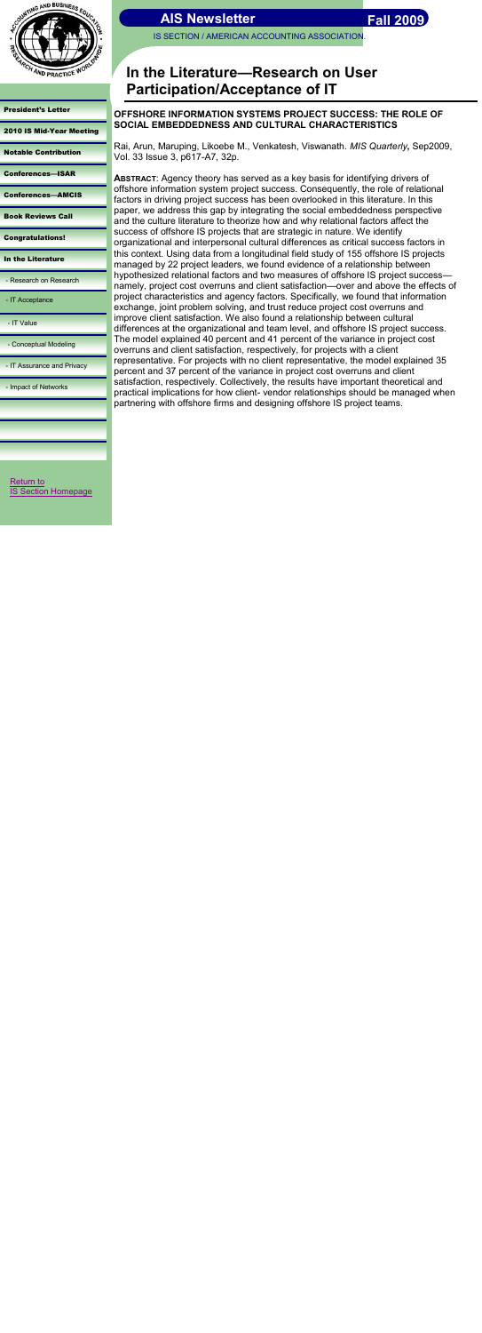# In the Literature—Research on User Participation/Acceptance of IT

### OFFSHORE INFORMATION SYSTEMS PROJECT SUCCESS: THE ROLE OF SOCIAL EMBEDDEDNESS AND CULTURAL CHARACTERISTICS

Rai, Arun, Maruping, Likoebe M., Venkatesh, Viswanath. *MIS Quarterly*, Sep2009, Vol. 33 Issue 3, p617-A7, 32p.

**ABSTRACT**: Agency theory has served as a key basis for identifying drivers of offshore information system project success. Consequently, the role of relational factors in driving project success has been overlooked in this literature. In this paper, we address this gap by integrating the social embeddedness perspective and the culture literature to theorize how and why relational factors affect the success of offshore IS projects that are strategic in nature. We identify organizational and interpersonal cultural differences as critical success factors in this context. Using data from a longitudinal field study of 155 offshore IS projects managed by 22 project leaders, we found evidence of a relationship between hypothesized relational factors and two measures of offshore IS project success—namely, project cost overruns and client satisfaction—over and above the effects of project characteristics and agency factors. Specifically, we found that information exchange, joint problem solving, and trust reduce project cost overruns and improve client satisfaction. We also found a relationship between cultural differences at the organizational and team level, and offshore IS project success. The model explained 40 percent and 41 percent of the variance in project cost overruns and client satisfaction, respectively, for projects with a client representative. For projects with no client representative, the model explained 35 percent and 37 percent of the variance in project cost overruns and client satisfaction, respectively. Collectively, the results have important theoretical and practical implications for how client- vendor relationships should be managed when partnering with offshore firms and designing offshore IS project teams.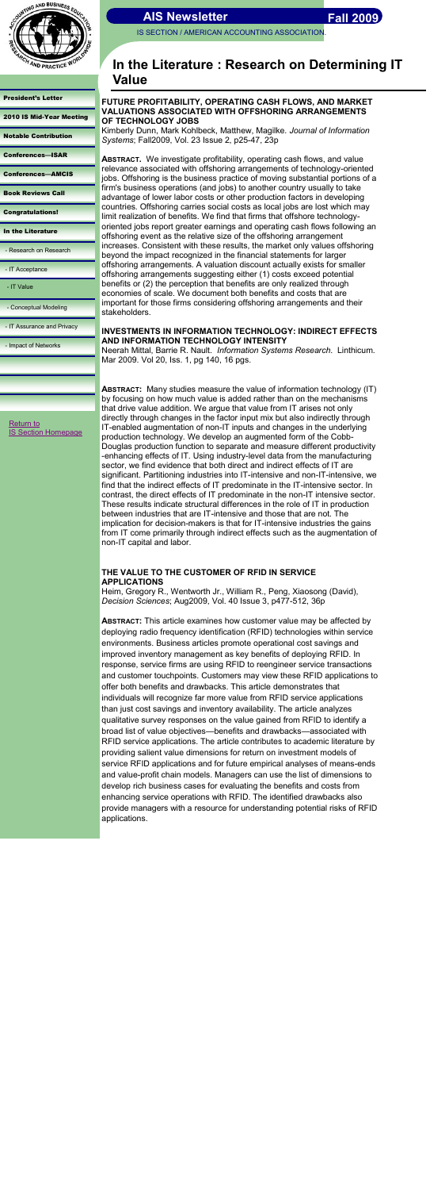# In the Literature : Research on Determining IT Value

**FUTURE PROFITABILITY, OPERATING CASH FLOWS, AND MARKET VALUATIONS ASSOCIATED WITH OFFSHORING ARRANGEMENTS OF TECHNOLOGY JOBS**

Kimberly Dunn, Mark Kohlbeck, Matthew, Magilke. *Journal of Information Systems*; Fall2009, Vol. 23 Issue 2, p25-47, 23p

**ABSTRACT.** We investigate profitability, operating cash flows, and value relevance associated with offshoring arrangements of technology-oriented jobs. Offshoring is the business practice of moving substantial portions of a firm's business operations (and jobs) to another country usually to take advantage of lower labor costs or other production factors in developing countries. Offshoring carries social costs as local jobs are lost which may limit realization of benefits. We find that firms that offshore technology-oriented jobs report greater earnings and operating cash flows following an offshoring event as the relative size of the offshoring arrangement increases. Consistent with these results, the market only values offshoring beyond the impact recognized in the financial statements for larger offshoring arrangements. A valuation discount actually exists for smaller offshoring arrangements suggesting either (1) costs exceed potential benefits or (2) the perception that benefits are only realized through economies of scale. We document both benefits and costs that are important for those firms considering offshoring arrangements and their stakeholders.

**INVESTMENTS IN INFORMATION TECHNOLOGY: INDIRECT EFFECTS AND INFORMATION TECHNOLOGY INTENSITY**

Neerah Mittal, Barrie R. Nault. *Information Systems Research.* Linthicum. Mar 2009. Vol 20, Iss. 1, pg 140, 16 pgs.

**ABSTRACT:** Many studies measure the value of information technology (IT) by focusing on how much value is added rather than on the mechanisms that drive value addition. We argue that value from IT arises not only directly through changes in the factor input mix but also indirectly through IT-enabled augmentation of non-IT inputs and changes in the underlying production technology. We develop an augmented form of the Cobb-Douglas production function to separate and measure different productivity-enhancing effects of IT. Using industry-level data from the manufacturing sector, we find evidence that both direct and indirect effects of IT are significant. Partitioning industries into IT-intensive and non-IT-intensive, we find that the indirect effects of IT predominate in the IT-intensive sector. In contrast, the direct effects of IT predominate in the non-IT intensive sector. These results indicate structural differences in the role of IT in production between industries that are IT-intensive and those that are not. The implication for decision-makers is that for IT-intensive industries the gains from IT come primarily through indirect effects such as the augmentation of non-IT capital and labor.

**THE VALUE TO THE CUSTOMER OF RFID IN SERVICE APPLICATIONS**

Heim, Gregory R., Wentworth Jr., William R., Peng, Xiaosong (David), *Decision Sciences*; Aug2009, Vol. 40 Issue 3, p477-512, 36p

**ABSTRACT:** This article examines how customer value may be affected by deploying radio frequency identification (RFID) technologies within service environments. Business articles promote operational cost savings and improved inventory management as key benefits of deploying RFID. In response, service firms are using RFID to reengineer service transactions and customer touchpoints. Customers may view these RFID applications to offer both benefits and drawbacks. This article demonstrates that individuals will recognize far more value from RFID service applications than just cost savings and inventory availability. The article analyzes qualitative survey responses on the value gained from RFID to identify a broad list of value objectives—benefits and drawbacks—associated with RFID service applications. The article contributes to academic literature by providing salient value dimensions for return on investment models of service RFID applications and for future empirical analyses of means-ends and value-profit chain models. Managers can use the list of dimensions to develop rich business cases for evaluating the benefits and costs from enhancing service operations with RFID. The identified drawbacks also provide managers with a resource for understanding potential risks of RFID applications.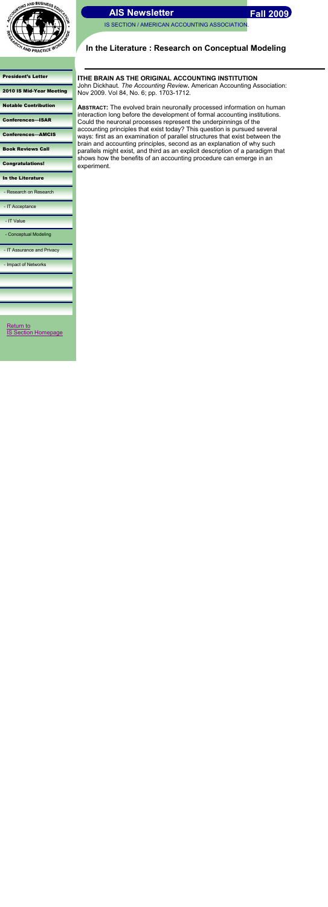# AIS Newsletter

Fall 2009

IS SECTION / AMERICAN ACCOUNTING ASSOCIATION

## In the Literature : Research on Conceptual Modeling

- President's Letter
- 2010 IS Mid-Year Meeting
- Notable Contribution
- Conferences—ISAR
- Conferences—AMCIS
- Book Reviews Call
- Congratulations!
- In the Literature
  - Research on Research
  - IT Acceptance
  - IT Value
  - Conceptual Modeling
  - IT Assurance and Privacy
  - Impact of Networks

Return to IS Section Homepage

### ITHE BRAIN AS THE ORIGINAL ACCOUNTING INSTITUTION

John Dickhaut. *The Accounting Review*. American Accounting Association: Nov 2009. Vol 84, No. 6; pp. 1703-1712.

**ABSTRACT:** The evolved brain neuronally processed information on human interaction long before the development of formal accounting institutions. Could the neuronal processes represent the underpinnings of the accounting principles that exist today? This question is pursued several ways: first as an examination of parallel structures that exist between the brain and accounting principles, second as an explanation of why such parallels might exist, and third as an explicit description of a paradigm that shows how the benefits of an accounting procedure can emerge in an experiment.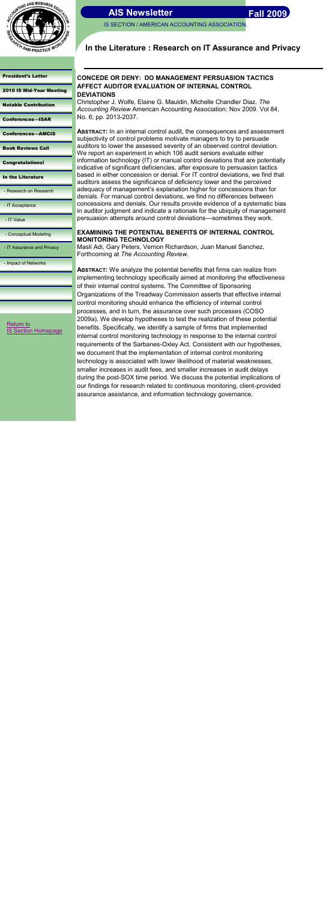# In the Literature : Research on IT Assurance and Privacy

- President's Letter
- 2010 IS Mid-Year Meeting
- Notable Contribution
- Conferences—ISAR
- Conferences—AMCIS
- Book Reviews Call
- Congratulations!
- In the Literature
  - Research on Research
  - IT Acceptance
  - IT Value
  - Conceptual Modeling
  - IT Assurance and Privacy
  - Impact of Networks

Return to IS Section Homepage

### CONCEDE OR DENY: DO MANAGEMENT PERSUASION TACTICS AFFECT AUDITOR EVALUATION OF INTERNAL CONTROL DEVIATIONS

Christopher J. Wolfe, Elaine G. Mauldin, Michelle Chandler Diaz. *The Accounting Review* American Accounting Association: Nov 2009. Vol 84, No. 6; pp. 2013-2037.

**ABSTRACT:** In an internal control audit, the consequences and assessment subjectivity of control problems motivate managers to try to persuade auditors to lower the assessed severity of an observed control deviation. We report an experiment in which 106 audit seniors evaluate either information technology (IT) or manual control deviations that are potentially indicative of significant deficiencies, after exposure to persuasion tactics based in either concession or denial. For IT control deviations, we find that auditors assess the significance of deficiency lower and the perceived adequacy of management's explanation higher for concessions than for denials. For manual control deviations, we find no differences between concessions and denials. Our results provide evidence of a systematic bias in auditor judgment and indicate a rationale for the ubiquity of management persuasion attempts around control deviations—sometimes they work.

### EXAMINING THE POTENTIAL BENEFITS OF INTERNAL CONTROL MONITORING TECHNOLOGY

Masli Adi, Gary Peters, Vernon Richardson, Juan Manuel Sanchez, Forthcoming at *The Accounting Review*.

**ABSTRACT:** We analyze the potential benefits that firms can realize from implementing technology specifically aimed at monitoring the effectiveness of their internal control systems. The Committee of Sponsoring Organizations of the Treadway Commission asserts that effective internal control monitoring should enhance the efficiency of internal control processes, and in turn, the assurance over such processes (COSO 2009a). We develop hypotheses to test the realization of these potential benefits. Specifically, we identify a sample of firms that implemented internal control monitoring technology in response to the internal control requirements of the Sarbanes-Oxley Act. Consistent with our hypotheses, we document that the implementation of internal control monitoring technology is associated with lower likelihood of material weaknesses, smaller increases in audit fees, and smaller increases in audit delays during the post-SOX time period. We discuss the potential implications of our findings for research related to continuous monitoring, client-provided assurance assistance, and information technology governance.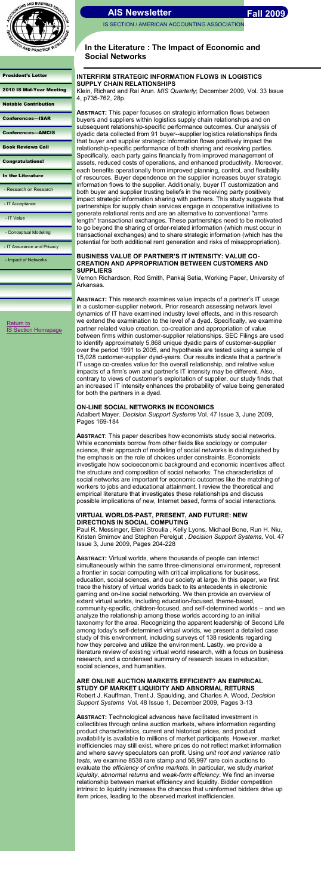## In the Literature : The Impact of Economic and Social Networks

### INTERFIRM STRATEGIC INFORMATION FLOWS IN LOGISTICS SUPPLY CHAIN RELATIONSHIPS

Klein, Richard and Rai Arun. *MIS Quarterly*; December 2009, Vol. 33 Issue 4, p735-762, 28p.

**ABSTRACT:** This paper focuses on strategic information flows between buyers and suppliers within logistics supply chain relationships and on subsequent relationship-specific performance outcomes. Our analysis of dyadic data collected from 91 buyer--supplier logistics relationships finds that buyer and supplier strategic information flows positively impact the relationship-specific performance of both sharing and receiving parties. Specifically, each party gains financially from improved management of assets, reduced costs of operations, and enhanced productivity. Moreover, each benefits operationally from improved planning, control, and flexibility of resources. Buyer dependence on the supplier increases buyer strategic information flows to the supplier. Additionally, buyer IT customization and both buyer and supplier trusting beliefs in the receiving party positively impact strategic information sharing with partners. This study suggests that partnerships for supply chain services engage in cooperative initiatives to generate relational rents and are an alternative to conventional "arms length" transactional exchanges. These partnerships need to be motivated to go beyond the sharing of order-related information (which must occur in transactional exchanges) and to share strategic information (which has the potential for both additional rent generation and risks of misappropriation).

### BUSINESS VALUE OF PARTNER'S IT INTENSITY: VALUE CO-CREATION AND APPROPRIATION BETWEEN CUSTOMERS AND SUPPLIERS

Vernon Richardson, Rod Smith, Pankaj Setia, Working Paper, University of Arkansas.

**ABSTRACT:** This research examines value impacts of a partner's IT usage in a customer-supplier network. Prior research assessing network level dynamics of IT have examined industry level effects, and in this research we extend the examination to the level of a dyad. Specifically, we examine partner related value creation, co-creation and appropriation of value between firms within customer-supplier relationships. SEC Filings are used to identify approximately 5,868 unique dyadic pairs of customer-supplier over the period 1991 to 2005, and hypothesis are tested using a sample of 15,028 customer-supplier dyad-years. Our results indicate that a partner's IT usage co-creates value for the overall relationship, and relative value impacts of a firm's own and partner's IT intensity may be different. Also, contrary to views of customer's exploitation of supplier, our study finds that an increased IT intensity enhances the probability of value being generated for both the partners in a dyad.

### ON-LINE SOCIAL NETWORKS IN ECONOMICS

Adalbert Mayer. *Decision Support Systems* Vol. 47 Issue 3, June 2009, Pages 169-184

**ABSTRACT**: This paper describes how economists study social networks. While economists borrow from other fields like sociology or computer science, their approach of modeling of social networks is distinguished by the emphasis on the role of choices under constraints. Economists investigate how socioeconomic background and economic incentives affect the structure and composition of social networks. The characteristics of social networks are important for economic outcomes like the matching of workers to jobs and educational attainment. I review the theoretical and empirical literature that investigates these relationships and discuss possible implications of new, Internet based, forms of social interactions.

### VIRTUAL WORLDS-PAST, PRESENT, AND FUTURE: NEW DIRECTIONS IN SOCIAL COMPUTING

Paul R. Messinger, Eleni Stroulia , Kelly Lyons, Michael Bone, Run H. Niu, Kristen Smirnov and Stephen Perelgut , *Decision Support Systems*, Vol. 47 Issue 3, June 2009, Pages 204-228

**ABSTRACT:** Virtual worlds, where thousands of people can interact simultaneously within the same three-dimensional environment, represent a frontier in social computing with critical implications for business, education, social sciences, and our society at large. In this paper, we first trace the history of virtual worlds back to its antecedents in electronic gaming and on-line social networking. We then provide an overview of extant virtual worlds, including education-focused, theme-based, community-specific, children-focused, and self-determined worlds – and we analyze the relationship among these worlds according to an initial taxonomy for the area. Recognizing the apparent leadership of Second Life among today's self-determined virtual worlds, we present a detailed case study of this environment, including surveys of 138 residents regarding how they perceive and utilize the environment. Lastly, we provide a literature review of existing virtual world research, with a focus on business research, and a condensed summary of research issues in education, social sciences, and humanities.

### ARE ONLINE AUCTION MARKETS EFFICIENT? AN EMPIRICAL STUDY OF MARKET LIQUIDITY AND ABNORMAL RETURNS

Robert J. Kauffman, Trent J. Spaulding, and Charles A. Wood, *Decision Support Systems* Vol. 48 Issue 1, December 2009, Pages 3-13

**ABSTRACT:** Technological advances have facilitated investment in collectibles through online auction markets, where information regarding product characteristics, current and historical prices, and product availability is available to millions of market participants. However, market inefficiencies may still exist, where prices do not reflect market information and where savvy speculators can profit. Using *unit root and variance ratio tests*, we examine 8538 rare stamp and 56,997 rare coin auctions to evaluate the *efficiency of online markets*. In particular, we study *market liquidity*, *abnormal returns* and *weak-form efficiency*. We find an inverse relationship between market efficiency and liquidity. Bidder competition intrinsic to liquidity increases the chances that uninformed bidders drive up item prices, leading to the observed market inefficiencies.